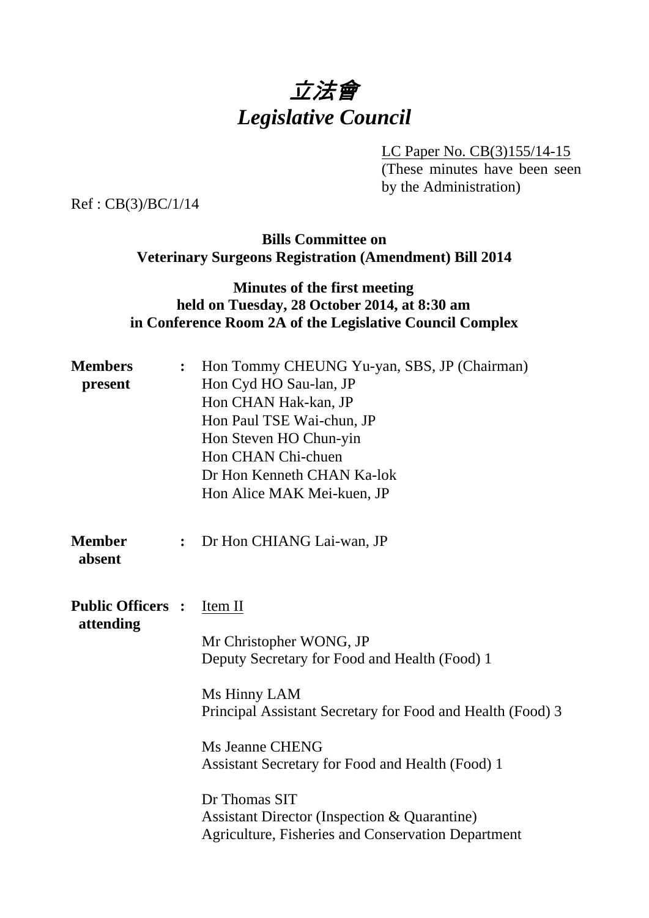# *立法會*
# *Legislative Council*

LC Paper No. CB(3)155/14-15
(These minutes have been seen by the Administration)

Ref : CB(3)/BC/1/14

**Bills Committee on**
**Veterinary Surgeons Registration (Amendment) Bill 2014**

**Minutes of the first meeting**
**held on Tuesday, 28 October 2014, at 8:30 am**
**in Conference Room 2A of the Legislative Council Complex**

**Members present** : Hon Tommy CHEUNG Yu-yan, SBS, JP (Chairman)
Hon Cyd HO Sau-lan, JP
Hon CHAN Hak-kan, JP
Hon Paul TSE Wai-chun, JP
Hon Steven HO Chun-yin
Hon CHAN Chi-chuen
Dr Hon Kenneth CHAN Ka-lok
Hon Alice MAK Mei-kuen, JP

**Member absent** : Dr Hon CHIANG Lai-wan, JP

**Public Officers attending** : Item II

Mr Christopher WONG, JP
Deputy Secretary for Food and Health (Food) 1

Ms Hinny LAM
Principal Assistant Secretary for Food and Health (Food) 3

Ms Jeanne CHENG
Assistant Secretary for Food and Health (Food) 1

Dr Thomas SIT
Assistant Director (Inspection & Quarantine)
Agriculture, Fisheries and Conservation Department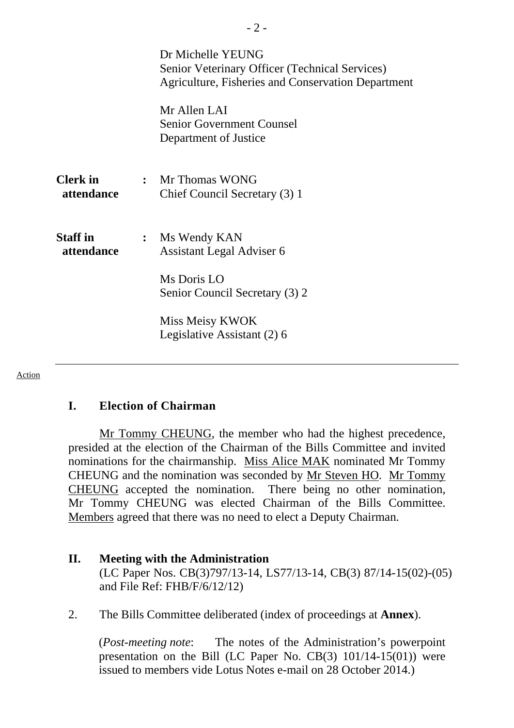Dr Michelle YEUNG
Senior Veterinary Officer (Technical Services)
Agriculture, Fisheries and Conservation Department

Mr Allen LAI
Senior Government Counsel
Department of Justice

**Clerk in attendance** : Mr Thomas WONG
Chief Council Secretary (3) 1

**Staff in attendance** : Ms Wendy KAN
Assistant Legal Adviser 6

Ms Doris LO
Senior Council Secretary (3) 2

Miss Meisy KWOK
Legislative Assistant (2) 6

---

Action

## I. Election of Chairman

Mr Tommy CHEUNG, the member who had the highest precedence, presided at the election of the Chairman of the Bills Committee and invited nominations for the chairmanship. Miss Alice MAK nominated Mr Tommy CHEUNG and the nomination was seconded by Mr Steven HO. Mr Tommy CHEUNG accepted the nomination. There being no other nomination, Mr Tommy CHEUNG was elected Chairman of the Bills Committee. Members agreed that there was no need to elect a Deputy Chairman.

## II. Meeting with the Administration

(LC Paper Nos. CB(3)797/13-14, LS77/13-14, CB(3) 87/14-15(02)-(05) and File Ref: FHB/F/6/12/12)

2. The Bills Committee deliberated (index of proceedings at **Annex**).

(*Post-meeting note*: The notes of the Administration's powerpoint presentation on the Bill (LC Paper No. CB(3) 101/14-15(01)) were issued to members vide Lotus Notes e-mail on 28 October 2014.)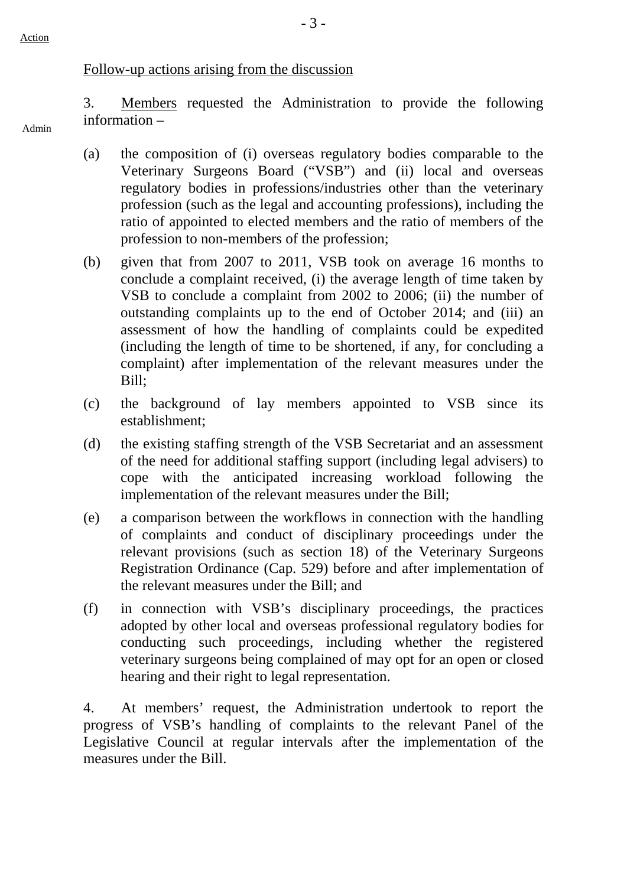Action

Follow-up actions arising from the discussion

3. Members requested the Administration to provide the following information –

Admin

(a) the composition of (i) overseas regulatory bodies comparable to the Veterinary Surgeons Board ("VSB") and (ii) local and overseas regulatory bodies in professions/industries other than the veterinary profession (such as the legal and accounting professions), including the ratio of appointed to elected members and the ratio of members of the profession to non-members of the profession;

(b) given that from 2007 to 2011, VSB took on average 16 months to conclude a complaint received, (i) the average length of time taken by VSB to conclude a complaint from 2002 to 2006; (ii) the number of outstanding complaints up to the end of October 2014; and (iii) an assessment of how the handling of complaints could be expedited (including the length of time to be shortened, if any, for concluding a complaint) after implementation of the relevant measures under the Bill;

(c) the background of lay members appointed to VSB since its establishment;

(d) the existing staffing strength of the VSB Secretariat and an assessment of the need for additional staffing support (including legal advisers) to cope with the anticipated increasing workload following the implementation of the relevant measures under the Bill;

(e) a comparison between the workflows in connection with the handling of complaints and conduct of disciplinary proceedings under the relevant provisions (such as section 18) of the Veterinary Surgeons Registration Ordinance (Cap. 529) before and after implementation of the relevant measures under the Bill; and

(f) in connection with VSB's disciplinary proceedings, the practices adopted by other local and overseas professional regulatory bodies for conducting such proceedings, including whether the registered veterinary surgeons being complained of may opt for an open or closed hearing and their right to legal representation.

4. At members' request, the Administration undertook to report the progress of VSB's handling of complaints to the relevant Panel of the Legislative Council at regular intervals after the implementation of the measures under the Bill.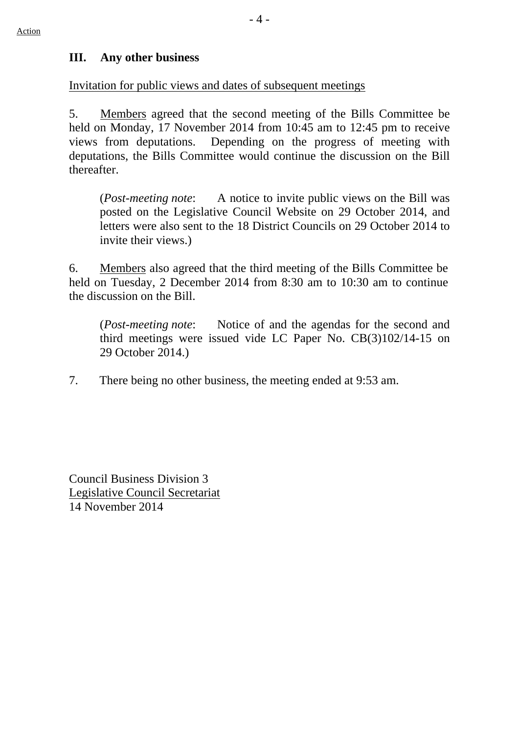Action

## III. Any other business

Invitation for public views and dates of subsequent meetings

5. Members agreed that the second meeting of the Bills Committee be held on Monday, 17 November 2014 from 10:45 am to 12:45 pm to receive views from deputations. Depending on the progress of meeting with deputations, the Bills Committee would continue the discussion on the Bill thereafter.

> (*Post-meeting note*: A notice to invite public views on the Bill was posted on the Legislative Council Website on 29 October 2014, and letters were also sent to the 18 District Councils on 29 October 2014 to invite their views.)

6. Members also agreed that the third meeting of the Bills Committee be held on Tuesday, 2 December 2014 from 8:30 am to 10:30 am to continue the discussion on the Bill.

> (*Post-meeting note*: Notice of and the agendas for the second and third meetings were issued vide LC Paper No. CB(3)102/14-15 on 29 October 2014.)

7. There being no other business, the meeting ended at 9:53 am.

Council Business Division 3
Legislative Council Secretariat
14 November 2014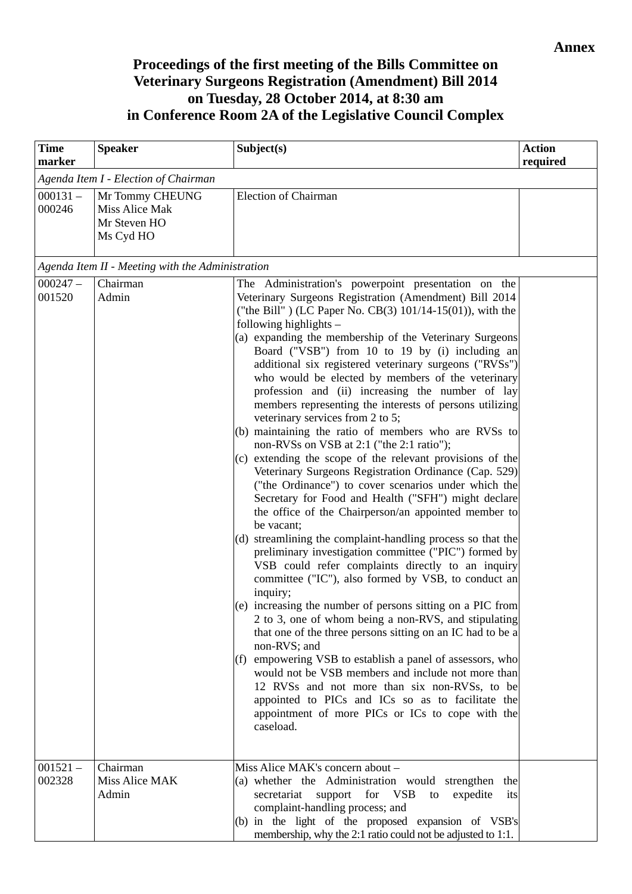**Annex**

# Proceedings of the first meeting of the Bills Committee on Veterinary Surgeons Registration (Amendment) Bill 2014 on Tuesday, 28 October 2014, at 8:30 am in Conference Room 2A of the Legislative Council Complex

| Time marker | Speaker | Subject(s) | Action required |
|---|---|---|---|
| *Agenda Item I - Election of Chairman* | | | |
| 000131 – 000246 | Mr Tommy CHEUNG<br>Miss Alice Mak<br>Mr Steven HO<br>Ms Cyd HO | Election of Chairman | |
| *Agenda Item II - Meeting with the Administration* | | | |
| 000247 – 001520 | Chairman<br>Admin | The Administration's powerpoint presentation on the Veterinary Surgeons Registration (Amendment) Bill 2014 ("the Bill" ) (LC Paper No. CB(3) 101/14-15(01)), with the following highlights –<br>(a) expanding the membership of the Veterinary Surgeons Board ("VSB") from 10 to 19 by (i) including an additional six registered veterinary surgeons ("RVSs") who would be elected by members of the veterinary profession and (ii) increasing the number of lay members representing the interests of persons utilizing veterinary services from 2 to 5;<br>(b) maintaining the ratio of members who are RVSs to non-RVSs on VSB at 2:1 ("the 2:1 ratio");<br>(c) extending the scope of the relevant provisions of the Veterinary Surgeons Registration Ordinance (Cap. 529) ("the Ordinance") to cover scenarios under which the Secretary for Food and Health ("SFH") might declare the office of the Chairperson/an appointed member to be vacant;<br>(d) streamlining the complaint-handling process so that the preliminary investigation committee ("PIC") formed by VSB could refer complaints directly to an inquiry committee ("IC"), also formed by VSB, to conduct an inquiry;<br>(e) increasing the number of persons sitting on a PIC from 2 to 3, one of whom being a non-RVS, and stipulating that one of the three persons sitting on an IC had to be a non-RVS; and<br>(f) empowering VSB to establish a panel of assessors, who would not be VSB members and include not more than 12 RVSs and not more than six non-RVSs, to be appointed to PICs and ICs so as to facilitate the appointment of more PICs or ICs to cope with the caseload. | |
| 001521 – 002328 | Chairman<br>Miss Alice MAK<br>Admin | Miss Alice MAK's concern about –<br>(a) whether the Administration would strengthen the secretariat support for VSB to expedite its complaint-handling process; and<br>(b) in the light of the proposed expansion of VSB's membership, why the 2:1 ratio could not be adjusted to 1:1. | |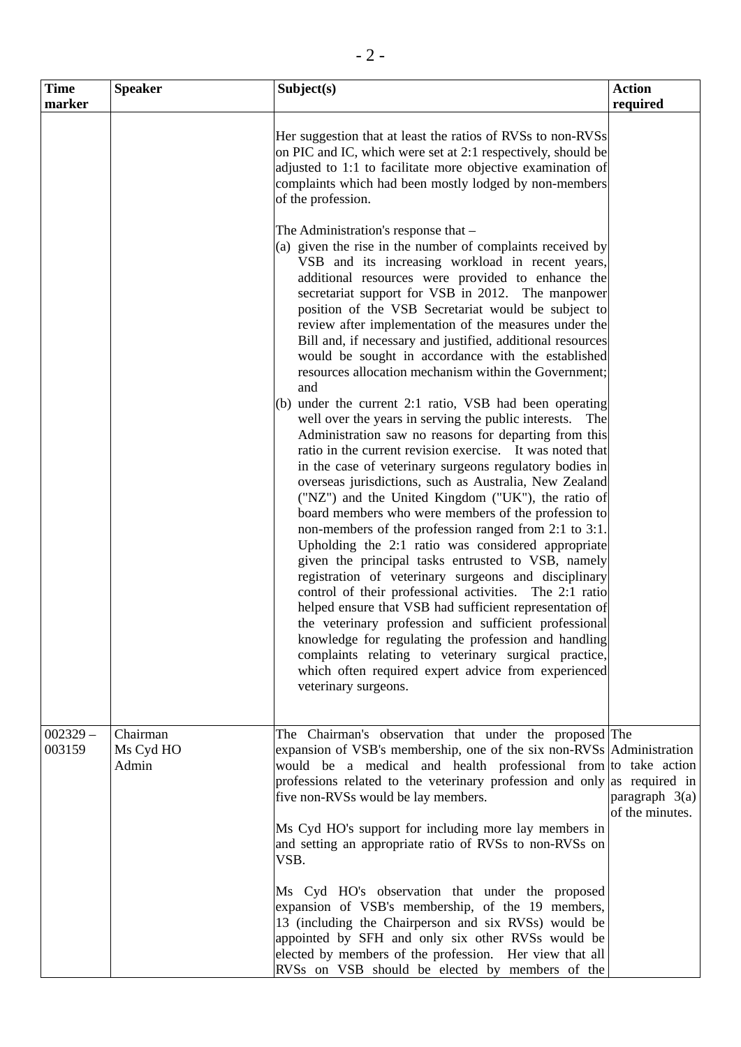| Time marker | Speaker | Subject(s) | Action required |
|---|---|---|---|
| | | Her suggestion that at least the ratios of RVSs to non-RVSs on PIC and IC, which were set at 2:1 respectively, should be adjusted to 1:1 to facilitate more objective examination of complaints which had been mostly lodged by non-members of the profession.<br><br>The Administration's response that –<br>(a) given the rise in the number of complaints received by VSB and its increasing workload in recent years, additional resources were provided to enhance the secretariat support for VSB in 2012. The manpower position of the VSB Secretariat would be subject to review after implementation of the measures under the Bill and, if necessary and justified, additional resources would be sought in accordance with the established resources allocation mechanism within the Government; and<br>(b) under the current 2:1 ratio, VSB had been operating well over the years in serving the public interests. The Administration saw no reasons for departing from this ratio in the current revision exercise. It was noted that in the case of veterinary surgeons regulatory bodies in overseas jurisdictions, such as Australia, New Zealand ("NZ") and the United Kingdom ("UK"), the ratio of board members who were members of the profession to non-members of the profession ranged from 2:1 to 3:1. Upholding the 2:1 ratio was considered appropriate given the principal tasks entrusted to VSB, namely registration of veterinary surgeons and disciplinary control of their professional activities. The 2:1 ratio helped ensure that VSB had sufficient representation of the veterinary profession and sufficient professional knowledge for regulating the profession and handling complaints relating to veterinary surgical practice, which often required expert advice from experienced veterinary surgeons. | |
| 002329 – 003159 | Chairman<br>Ms Cyd HO<br>Admin | The Chairman's observation that under the proposed expansion of VSB's membership, one of the six non-RVSs would be a medical and health professional from professions related to the veterinary profession and only five non-RVSs would be lay members.<br><br>Ms Cyd HO's support for including more lay members in and setting an appropriate ratio of RVSs to non-RVSs on VSB.<br><br>Ms Cyd HO's observation that under the proposed expansion of VSB's membership, of the 19 members, 13 (including the Chairperson and six RVSs) would be appointed by SFH and only six other RVSs would be elected by members of the profession. Her view that all RVSs on VSB should be elected by members of the | The Administration to take action as required in paragraph 3(a) of the minutes. |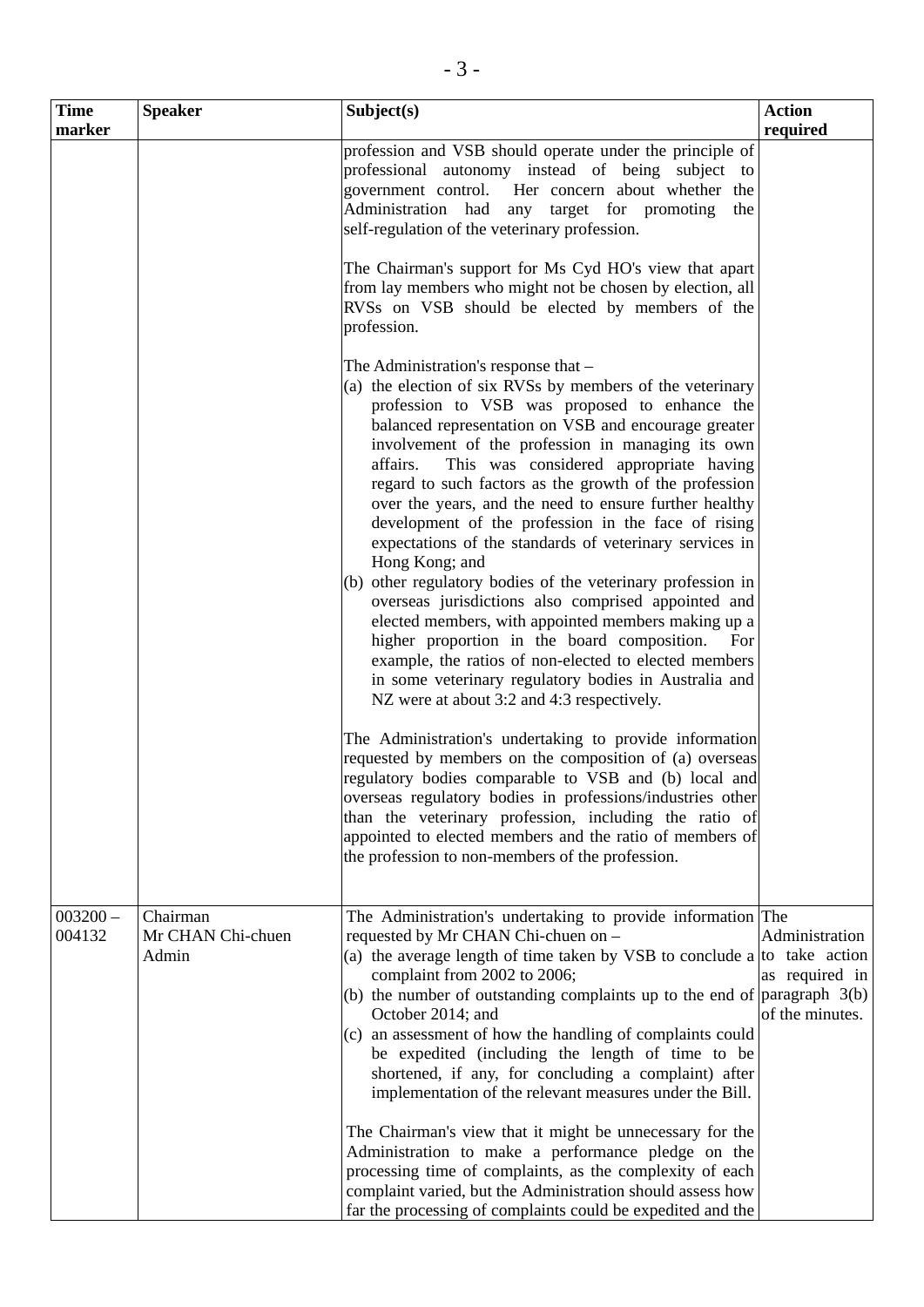| Time marker | Speaker | Subject(s) | Action required |
|---|---|---|---|
| | | profession and VSB should operate under the principle of professional autonomy instead of being subject to government control. Her concern about whether the Administration had any target for promoting the self-regulation of the veterinary profession.<br><br>The Chairman's support for Ms Cyd HO's view that apart from lay members who might not be chosen by election, all RVSs on VSB should be elected by members of the profession.<br><br>The Administration's response that –<br>(a) the election of six RVSs by members of the veterinary profession to VSB was proposed to enhance the balanced representation on VSB and encourage greater involvement of the profession in managing its own affairs. This was considered appropriate having regard to such factors as the growth of the profession over the years, and the need to ensure further healthy development of the profession in the face of rising expectations of the standards of veterinary services in Hong Kong; and<br>(b) other regulatory bodies of the veterinary profession in overseas jurisdictions also comprised appointed and elected members, with appointed members making up a higher proportion in the board composition. For example, the ratios of non-elected to elected members in some veterinary regulatory bodies in Australia and NZ were at about 3:2 and 4:3 respectively.<br><br>The Administration's undertaking to provide information requested by members on the composition of (a) overseas regulatory bodies comparable to VSB and (b) local and overseas regulatory bodies in professions/industries other than the veterinary profession, including the ratio of appointed to elected members and the ratio of members of the profession to non-members of the profession. | |
| 003200 – 004132 | Chairman<br>Mr CHAN Chi-chuen<br>Admin | The Administration's undertaking to provide information requested by Mr CHAN Chi-chuen on –<br>(a) the average length of time taken by VSB to conclude a complaint from 2002 to 2006;<br>(b) the number of outstanding complaints up to the end of October 2014; and<br>(c) an assessment of how the handling of complaints could be expedited (including the length of time to be shortened, if any, for concluding a complaint) after implementation of the relevant measures under the Bill.<br><br>The Chairman's view that it might be unnecessary for the Administration to make a performance pledge on the processing time of complaints, as the complexity of each complaint varied, but the Administration should assess how far the processing of complaints could be expedited and the | The Administration to take action as required in paragraph 3(b) of the minutes. |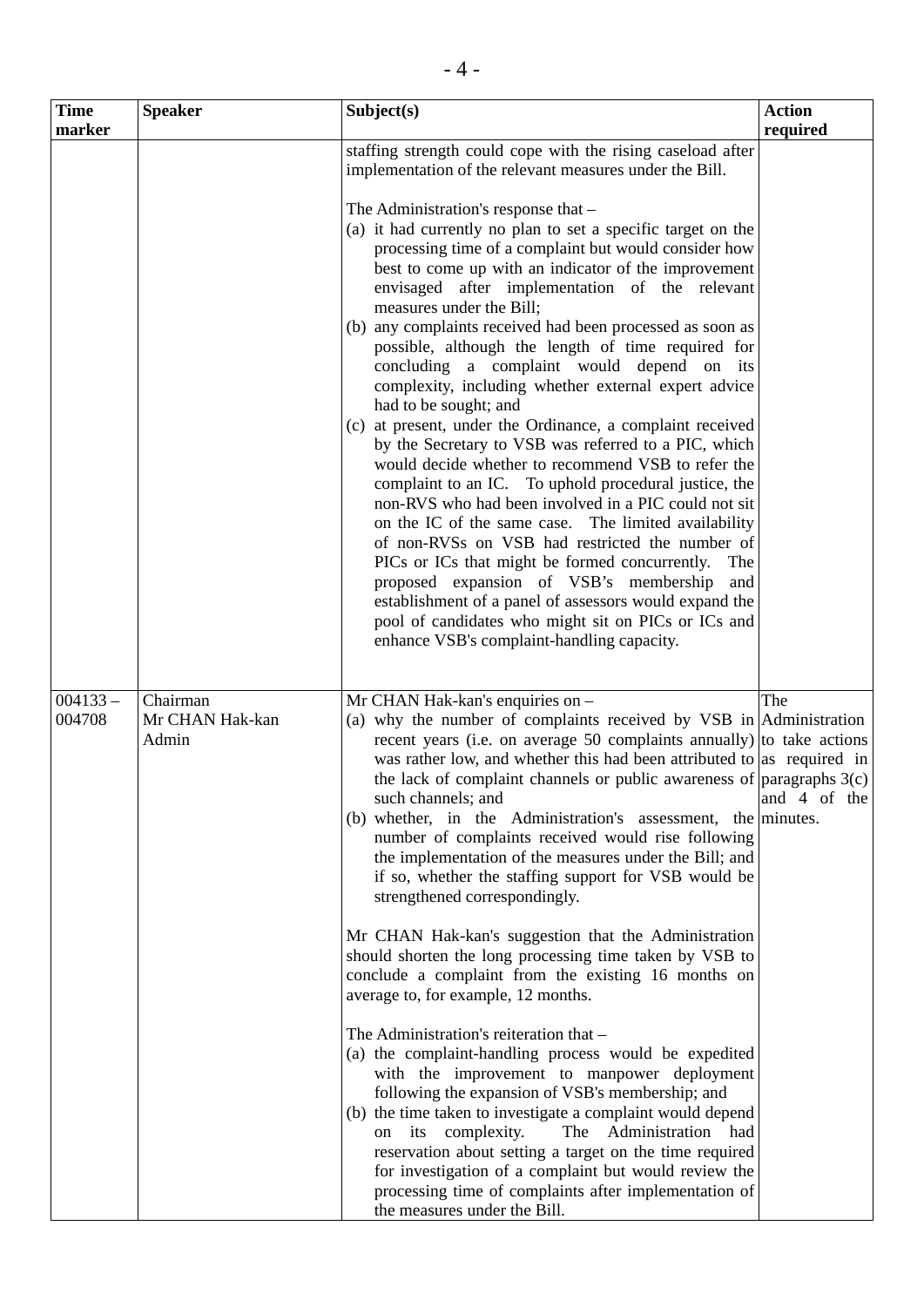| Time marker | Speaker | Subject(s) | Action required |
|---|---|---|---|
| | | staffing strength could cope with the rising caseload after implementation of the relevant measures under the Bill.<br><br>The Administration's response that –<br>(a) it had currently no plan to set a specific target on the processing time of a complaint but would consider how best to come up with an indicator of the improvement envisaged after implementation of the relevant measures under the Bill;<br>(b) any complaints received had been processed as soon as possible, although the length of time required for concluding a complaint would depend on its complexity, including whether external expert advice had to be sought; and<br>(c) at present, under the Ordinance, a complaint received by the Secretary to VSB was referred to a PIC, which would decide whether to recommend VSB to refer the complaint to an IC. To uphold procedural justice, the non-RVS who had been involved in a PIC could not sit on the IC of the same case. The limited availability of non-RVSs on VSB had restricted the number of PICs or ICs that might be formed concurrently. The proposed expansion of VSB's membership and establishment of a panel of assessors would expand the pool of candidates who might sit on PICs or ICs and enhance VSB's complaint-handling capacity. | |
| 004133 – 004708 | Chairman<br>Mr CHAN Hak-kan<br>Admin | Mr CHAN Hak-kan's enquiries on –<br>(a) why the number of complaints received by VSB in recent years (i.e. on average 50 complaints annually) was rather low, and whether this had been attributed to the lack of complaint channels or public awareness of such channels; and<br>(b) whether, in the Administration's assessment, the number of complaints received would rise following the implementation of the measures under the Bill; and if so, whether the staffing support for VSB would be strengthened correspondingly.<br><br>Mr CHAN Hak-kan's suggestion that the Administration should shorten the long processing time taken by VSB to conclude a complaint from the existing 16 months on average to, for example, 12 months.<br><br>The Administration's reiteration that –<br>(a) the complaint-handling process would be expedited with the improvement to manpower deployment following the expansion of VSB's membership; and<br>(b) the time taken to investigate a complaint would depend on its complexity. The Administration had reservation about setting a target on the time required for investigation of a complaint but would review the processing time of complaints after implementation of the measures under the Bill. | The Administration to take actions as required in paragraphs 3(c) and 4 of the minutes. |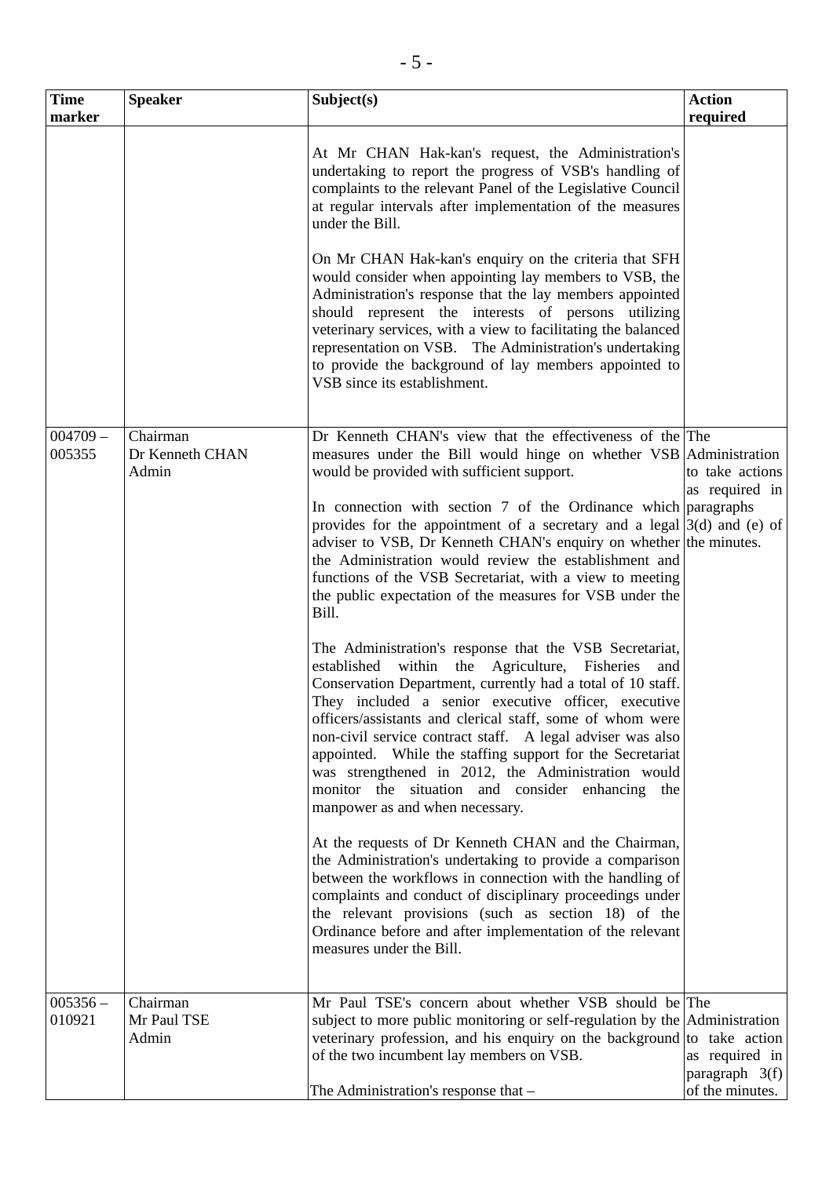| Time marker | Speaker | Subject(s) | Action required |
|---|---|---|---|
| | | At Mr CHAN Hak-kan's request, the Administration's undertaking to report the progress of VSB's handling of complaints to the relevant Panel of the Legislative Council at regular intervals after implementation of the measures under the Bill.<br><br>On Mr CHAN Hak-kan's enquiry on the criteria that SFH would consider when appointing lay members to VSB, the Administration's response that the lay members appointed should represent the interests of persons utilizing veterinary services, with a view to facilitating the balanced representation on VSB. The Administration's undertaking to provide the background of lay members appointed to VSB since its establishment. | |
| 004709 – 005355 | Chairman<br>Dr Kenneth CHAN<br>Admin | Dr Kenneth CHAN's view that the effectiveness of the measures under the Bill would hinge on whether VSB would be provided with sufficient support.<br><br>In connection with section 7 of the Ordinance which provides for the appointment of a secretary and a legal adviser to VSB, Dr Kenneth CHAN's enquiry on whether the Administration would review the establishment and functions of the VSB Secretariat, with a view to meeting the public expectation of the measures for VSB under the Bill.<br><br>The Administration's response that the VSB Secretariat, established within the Agriculture, Fisheries and Conservation Department, currently had a total of 10 staff. They included a senior executive officer, executive officers/assistants and clerical staff, some of whom were non-civil service contract staff. A legal adviser was also appointed. While the staffing support for the Secretariat was strengthened in 2012, the Administration would monitor the situation and consider enhancing the manpower as and when necessary.<br><br>At the requests of Dr Kenneth CHAN and the Chairman, the Administration's undertaking to provide a comparison between the workflows in connection with the handling of complaints and conduct of disciplinary proceedings under the relevant provisions (such as section 18) of the Ordinance before and after implementation of the relevant measures under the Bill. | The Administration to take actions as required in paragraphs 3(d) and (e) of the minutes. |
| 005356 – 010921 | Chairman<br>Mr Paul TSE<br>Admin | Mr Paul TSE's concern about whether VSB should be subject to more public monitoring or self-regulation by the veterinary profession, and his enquiry on the background of the two incumbent lay members on VSB.<br><br>The Administration's response that – | The Administration to take action as required in paragraph 3(f) of the minutes. |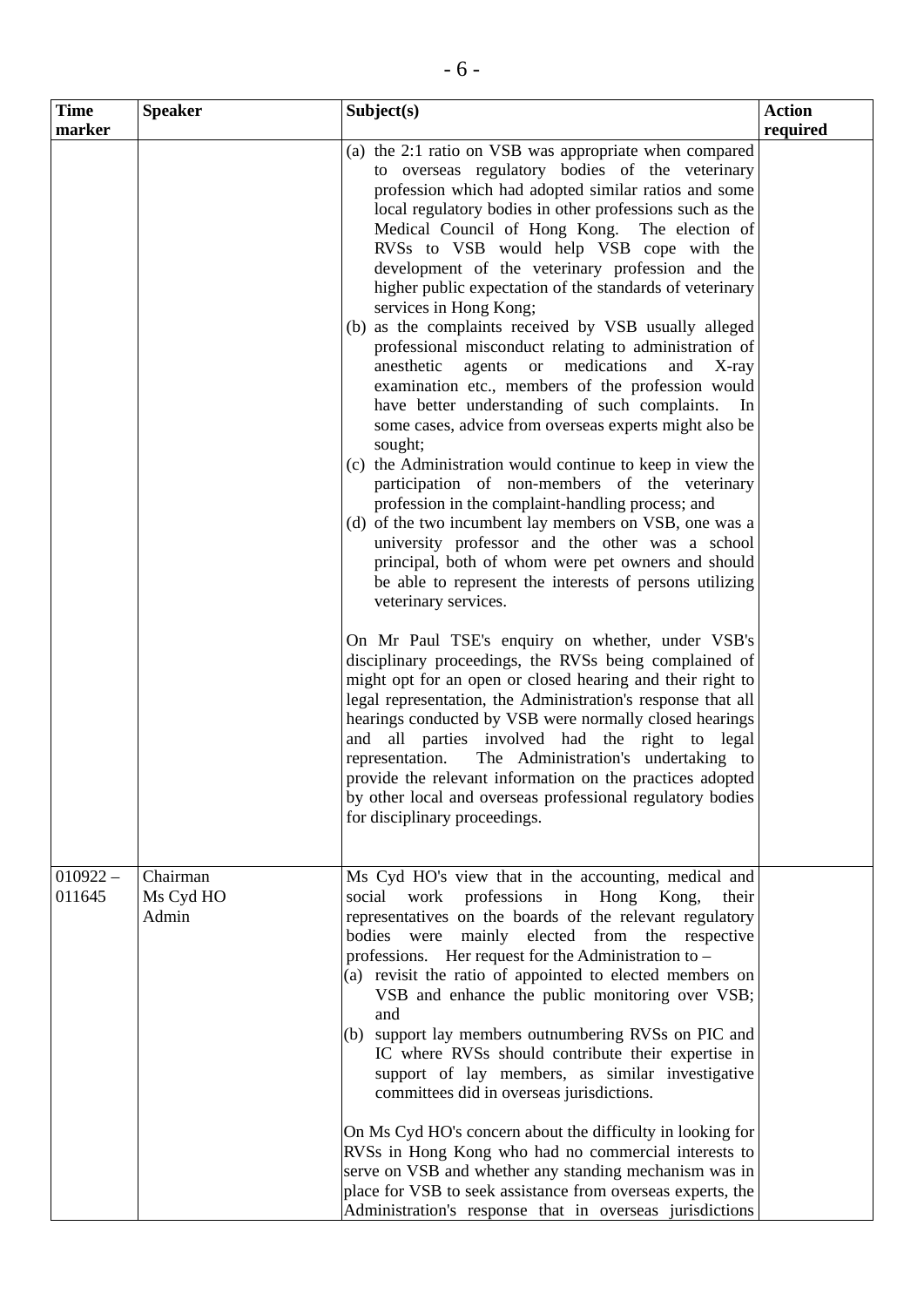| Time marker | Speaker | Subject(s) | Action required |
|---|---|---|---|
| | | (a) the 2:1 ratio on VSB was appropriate when compared to overseas regulatory bodies of the veterinary profession which had adopted similar ratios and some local regulatory bodies in other professions such as the Medical Council of Hong Kong. The election of RVSs to VSB would help VSB cope with the development of the veterinary profession and the higher public expectation of the standards of veterinary services in Hong Kong;<br>(b) as the complaints received by VSB usually alleged professional misconduct relating to administration of anesthetic agents or medications and X-ray examination etc., members of the profession would have better understanding of such complaints. In some cases, advice from overseas experts might also be sought;<br>(c) the Administration would continue to keep in view the participation of non-members of the veterinary profession in the complaint-handling process; and<br>(d) of the two incumbent lay members on VSB, one was a university professor and the other was a school principal, both of whom were pet owners and should be able to represent the interests of persons utilizing veterinary services.<br><br>On Mr Paul TSE's enquiry on whether, under VSB's disciplinary proceedings, the RVSs being complained of might opt for an open or closed hearing and their right to legal representation, the Administration's response that all hearings conducted by VSB were normally closed hearings and all parties involved had the right to legal representation. The Administration's undertaking to provide the relevant information on the practices adopted by other local and overseas professional regulatory bodies for disciplinary proceedings. | |
| 010922 – 011645 | Chairman<br>Ms Cyd HO<br>Admin | Ms Cyd HO's view that in the accounting, medical and social work professions in Hong Kong, their representatives on the boards of the relevant regulatory bodies were mainly elected from the respective professions. Her request for the Administration to –<br>(a) revisit the ratio of appointed to elected members on VSB and enhance the public monitoring over VSB; and<br>(b) support lay members outnumbering RVSs on PIC and IC where RVSs should contribute their expertise in support of lay members, as similar investigative committees did in overseas jurisdictions.<br><br>On Ms Cyd HO's concern about the difficulty in looking for RVSs in Hong Kong who had no commercial interests to serve on VSB and whether any standing mechanism was in place for VSB to seek assistance from overseas experts, the Administration's response that in overseas jurisdictions | |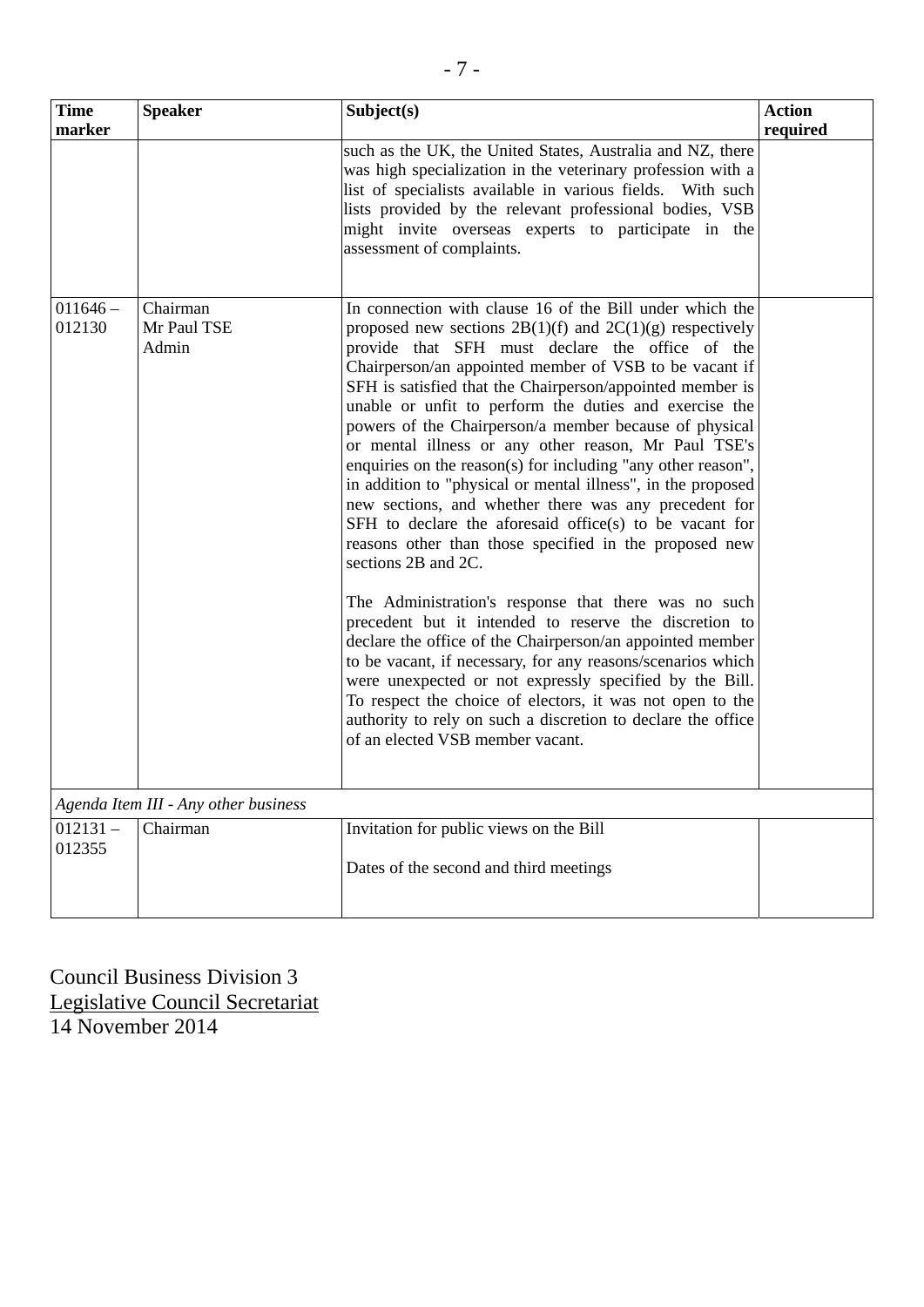| Time marker | Speaker | Subject(s) | Action required |
|---|---|---|---|
| | | such as the UK, the United States, Australia and NZ, there was high specialization in the veterinary profession with a list of specialists available in various fields. With such lists provided by the relevant professional bodies, VSB might invite overseas experts to participate in the assessment of complaints. | |
| 011646 – 012130 | Chairman<br>Mr Paul TSE<br>Admin | In connection with clause 16 of the Bill under which the proposed new sections 2B(1)(f) and 2C(1)(g) respectively provide that SFH must declare the office of the Chairperson/an appointed member of VSB to be vacant if SFH is satisfied that the Chairperson/appointed member is unable or unfit to perform the duties and exercise the powers of the Chairperson/a member because of physical or mental illness or any other reason, Mr Paul TSE's enquiries on the reason(s) for including "any other reason", in addition to "physical or mental illness", in the proposed new sections, and whether there was any precedent for SFH to declare the aforesaid office(s) to be vacant for reasons other than those specified in the proposed new sections 2B and 2C.<br><br>The Administration's response that there was no such precedent but it intended to reserve the discretion to declare the office of the Chairperson/an appointed member to be vacant, if necessary, for any reasons/scenarios which were unexpected or not expressly specified by the Bill. To respect the choice of electors, it was not open to the authority to rely on such a discretion to declare the office of an elected VSB member vacant. | |
| *Agenda Item III - Any other business* | | | |
| 012131 – 012355 | Chairman | Invitation for public views on the Bill<br><br>Dates of the second and third meetings | |

Council Business Division 3
Legislative Council Secretariat
14 November 2014